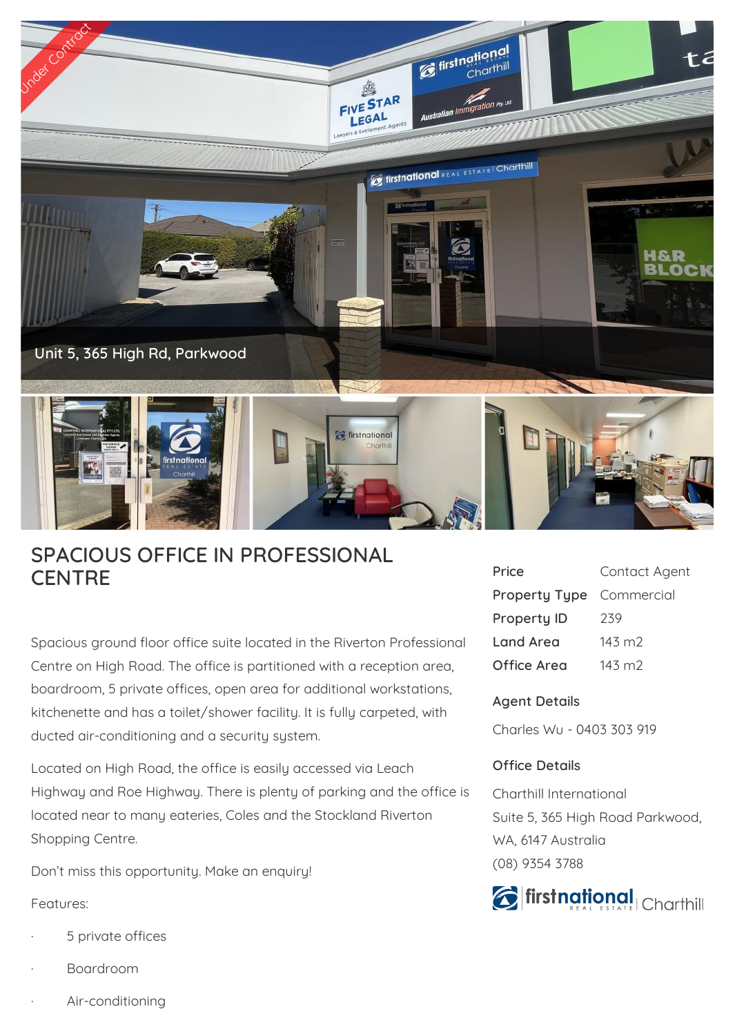Unit 5, 365 High Rd, Parkwood

# SPACIOUS OFFICE IN PROFESSIONAL CENTRE

Spacious ground floor office suite located in the Riverton Professional Centre on High Road. The office is partitioned with a reception area, boardroom, 5 private offices, open area for additional workstations, kitchenette and has a toilet/shower facility. It is fully carpeted, with ducted air-conditioning and a security system.

Located on High Road, the office is easily accessed via Leach Highway and Roe Highway. There is plenty of parking and the office is located near to many eateries, Coles and the Stockland Riverton Shopping Centre.

Don't miss this opportunity. Make an enquiry!

Features:

- 5 private offices
- Boardroom
- Air-conditioning

| | |
|---|---|
| **Price** | Contact Agent |
| **Property Type** | Commercial |
| **Property ID** | 239 |
| **Land Area** | 143 m2 |
| **Office Area** | 143 m2 |

## Agent Details

Charles Wu - 0403 303 919

## Office Details

Charthill International
Suite 5, 365 High Road Parkwood,
WA, 6147 Australia
(08) 9354 3788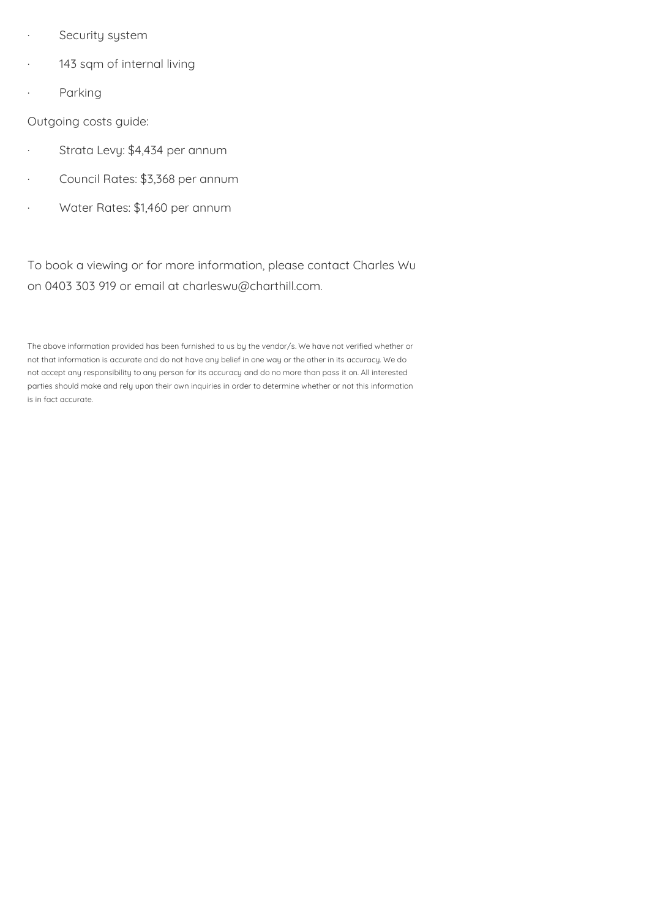- Security system
- 143 sqm of internal living
- Parking

Outgoing costs guide:

- Strata Levy: $4,434 per annum
- Council Rates: $3,368 per annum
- Water Rates: $1,460 per annum

To book a viewing or for more information, please contact Charles Wu on 0403 303 919 or email at charleswu@charthill.com.

The above information provided has been furnished to us by the vendor/s. We have not verified whether or not that information is accurate and do not have any belief in one way or the other in its accuracy. We do not accept any responsibility to any person for its accuracy and do no more than pass it on. All interested parties should make and rely upon their own inquiries in order to determine whether or not this information is in fact accurate.